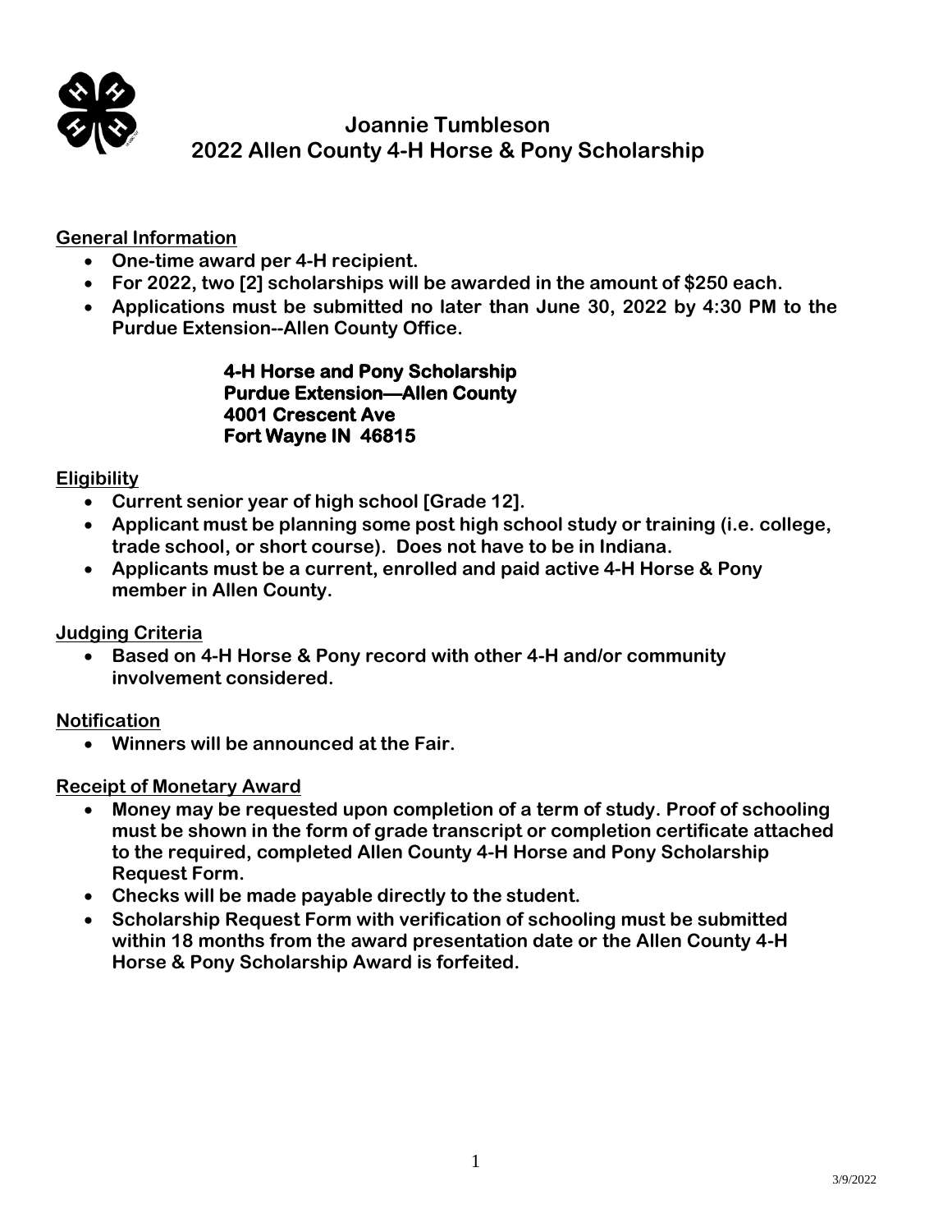# Joannie Tumbleson
# 2022 Allen County 4-H Horse & Pony Scholarship

## General Information

- **One-time award per 4-H recipient.**
- **For 2022, two [2] scholarships will be awarded in the amount of $250 each.**
- **Applications must be submitted no later than June 30, 2022 by 4:30 PM to the Purdue Extension--Allen County Office.**

**4-H Horse and Pony Scholarship**
**Purdue Extension—Allen County**
**4001 Crescent Ave**
**Fort Wayne IN 46815**

## Eligibility

- **Current senior year of high school [Grade 12].**
- **Applicant must be planning some post high school study or training (i.e. college, trade school, or short course). Does not have to be in Indiana.**
- **Applicants must be a current, enrolled and paid active 4-H Horse & Pony member in Allen County.**

## Judging Criteria

- **Based on 4-H Horse & Pony record with other 4-H and/or community involvement considered.**

## Notification

- **Winners will be announced at the Fair.**

## Receipt of Monetary Award

- **Money may be requested upon completion of a term of study. Proof of schooling must be shown in the form of grade transcript or completion certificate attached to the required, completed Allen County 4-H Horse and Pony Scholarship Request Form.**
- **Checks will be made payable directly to the student.**
- **Scholarship Request Form with verification of schooling must be submitted within 18 months from the award presentation date or the Allen County 4-H Horse & Pony Scholarship Award is forfeited.**

3/9/2022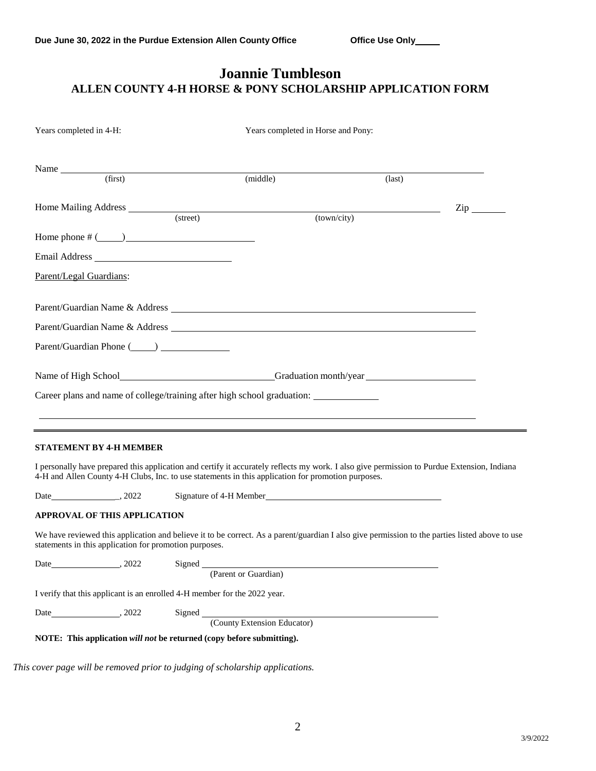**Due June 30, 2022 in the Purdue Extension Allen County Office** **Office Use Only____**

# Joannie Tumbleson
## ALLEN COUNTY 4-H HORSE & PONY SCHOLARSHIP APPLICATION FORM

Years completed in 4-H: Years completed in Horse and Pony:

Name ______________________________________________________________
(first) (middle) (last)

Home Mailing Address ______________________________________________ Zip _______
(street) (town/city)

Home phone # (_____)________________________

Email Address ___________________________

Parent/Legal Guardians:

Parent/Guardian Name & Address ____________________________________________

Parent/Guardian Name & Address ____________________________________________

Parent/Guardian Phone (_____) _____________

Name of High School______________________________Graduation month/year ____________________

Career plans and name of college/training after high school graduation: _____________

______________________________________________________________________________

---

**STATEMENT BY 4-H MEMBER**

I personally have prepared this application and certify it accurately reflects my work. I also give permission to Purdue Extension, Indiana 4-H and Allen County 4-H Clubs, Inc. to use statements in this application for promotion purposes.

Date_______________, 2022 Signature of 4-H Member_____________________________________

**APPROVAL OF THIS APPLICATION**

We have reviewed this application and believe it to be correct. As a parent/guardian I also give permission to the parties listed above to use statements in this application for promotion purposes.

Date_______________, 2022 Signed ______________________________________________
(Parent or Guardian)

I verify that this applicant is an enrolled 4-H member for the 2022 year.

Date_______________, 2022 Signed ______________________________________________
(County Extension Educator)

**NOTE: This application *will not* be returned (copy before submitting).**

*This cover page will be removed prior to judging of scholarship applications.*

3/9/2022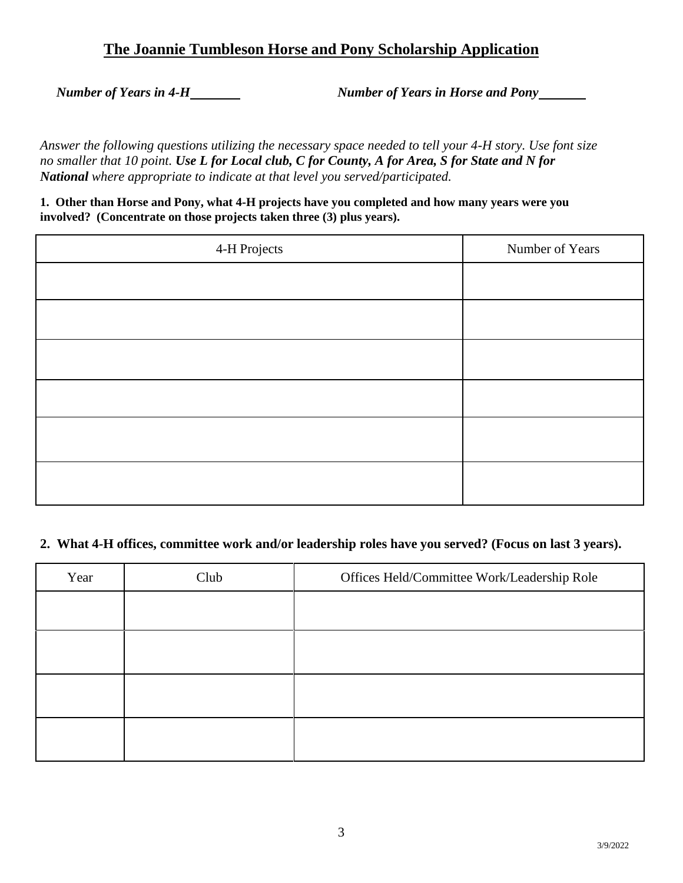# The Joannie Tumbleson Horse and Pony Scholarship Application

***Number of Years in 4-H*** ________ ***Number of Years in Horse and Pony*** ________

*Answer the following questions utilizing the necessary space needed to tell your 4-H story. Use font size no smaller that 10 point.* ***Use L for Local club, C for County, A for Area, S for State and N for National*** *where appropriate to indicate at that level you served/participated.*

**1. Other than Horse and Pony, what 4-H projects have you completed and how many years were you involved? (Concentrate on those projects taken three (3) plus years).**

| 4-H Projects | Number of Years |
|---|---|
| | |
| | |
| | |
| | |
| | |
| | |

**2. What 4-H offices, committee work and/or leadership roles have you served? (Focus on last 3 years).**

| Year | Club | Offices Held/Committee Work/Leadership Role |
|---|---|---|
| | | |
| | | |
| | | |
| | | |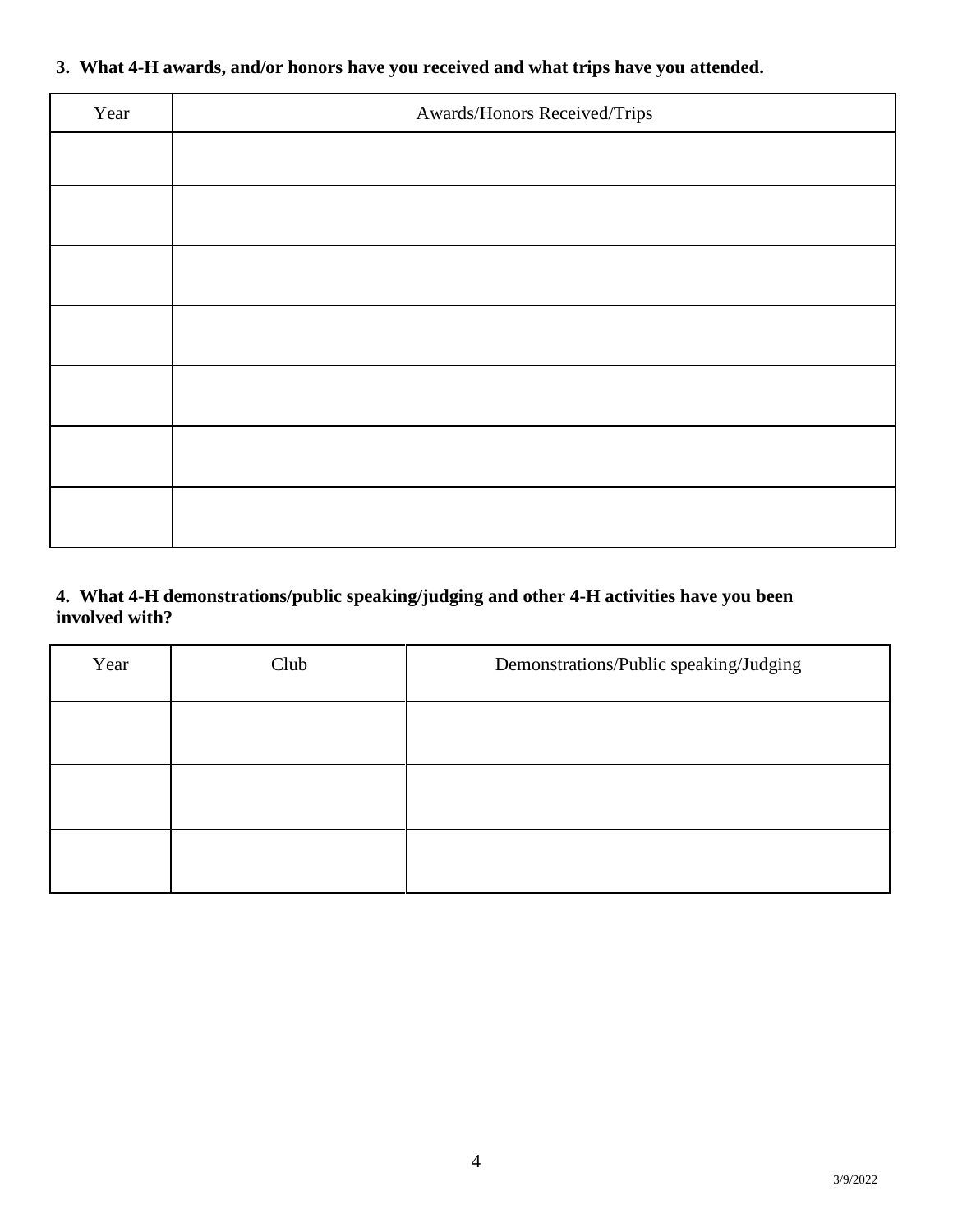**3. What 4-H awards, and/or honors have you received and what trips have you attended.**

| Year | Awards/Honors Received/Trips |
|---|---|
| | |
| | |
| | |
| | |
| | |
| | |
| | |

**4. What 4-H demonstrations/public speaking/judging and other 4-H activities have you been involved with?**

| Year | Club | Demonstrations/Public speaking/Judging |
|---|---|---|
| | | |
| | | |
| | | |

3/9/2022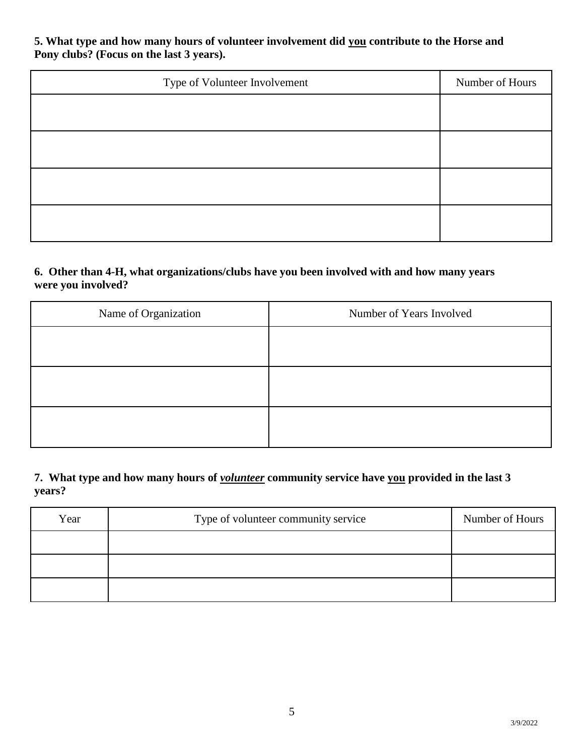**5. What type and how many hours of volunteer involvement did <u>you</u> contribute to the Horse and Pony clubs? (Focus on the last 3 years).**

| Type of Volunteer Involvement | Number of Hours |
|---|---|
| | |
| | |
| | |
| | |

**6. Other than 4-H, what organizations/clubs have you been involved with and how many years were you involved?**

| Name of Organization | Number of Years Involved |
|---|---|
| | |
| | |
| | |

**7. What type and how many hours of *<u>volunteer</u>* community service have <u>you</u> provided in the last 3 years?**

| Year | Type of volunteer community service | Number of Hours |
|---|---|---|
| | | |
| | | |
| | | |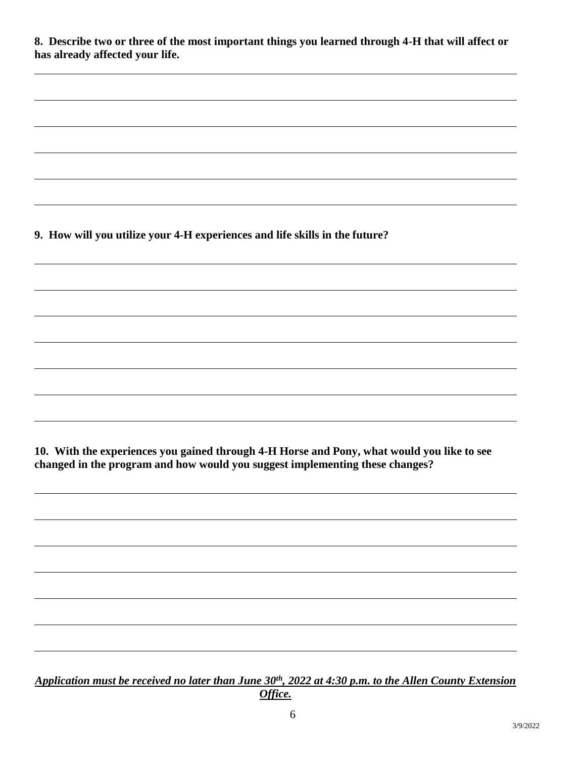**8. Describe two or three of the most important things you learned through 4-H that will affect or has already affected your life.**

**9. How will you utilize your 4-H experiences and life skills in the future?**

**10. With the experiences you gained through 4-H Horse and Pony, what would you like to see changed in the program and how would you suggest implementing these changes?**

***Application must be received no later than June 30th, 2022 at 4:30 p.m. to the Allen County Extension Office.***

3/9/2022